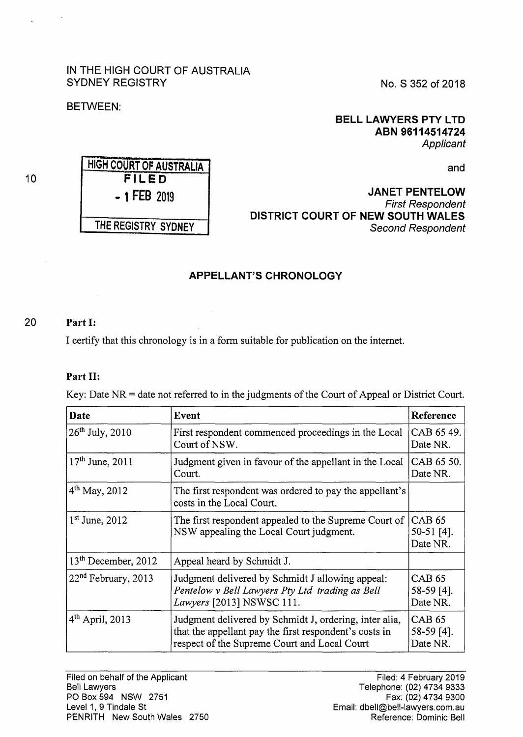IN THE HIGH COURT OF AUSTRALIA
SYDNEY REGISTRY

No. S 352 of 2018

BETWEEN:

**BELL LAWYERS PTY LTD**
**ABN 96114514724**
*Applicant*

and

**JANET PENTELOW**
*First Respondent*
**DISTRICT COURT OF NEW SOUTH WALES**
*Second Respondent*

HIGH COURT OF AUSTRALIA
FILED
- 1 FEB 2019
THE REGISTRY SYDNEY

## APPELLANT'S CHRONOLOGY

**Part I:**

I certify that this chronology is in a form suitable for publication on the internet.

**Part II:**

Key: Date NR = date not referred to in the judgments of the Court of Appeal or District Court.

| Date | Event | Reference |
|---|---|---|
| 26th July, 2010 | First respondent commenced proceedings in the Local Court of NSW. | CAB 65 49. Date NR. |
| 17th June, 2011 | Judgment given in favour of the appellant in the Local Court. | CAB 65 50. Date NR. |
| 4th May, 2012 | The first respondent was ordered to pay the appellant's costs in the Local Court. | |
| 1st June, 2012 | The first respondent appealed to the Supreme Court of NSW appealing the Local Court judgment. | CAB 65 50-51 [4]. Date NR. |
| 13th December, 2012 | Appeal heard by Schmidt J. | |
| 22nd February, 2013 | Judgment delivered by Schmidt J allowing appeal: *Pentelow v Bell Lawyers Pty Ltd trading as Bell Lawyers* [2013] NSWSC 111. | CAB 65 58-59 [4]. Date NR. |
| 4th April, 2013 | Judgment delivered by Schmidt J, ordering, inter alia, that the appellant pay the first respondent's costs in respect of the Supreme Court and Local Court | CAB 65 58-59 [4]. Date NR. |

Filed on behalf of the Applicant
Bell Lawyers
PO Box 594 NSW 2751
Level 1, 9 Tindale St
PENRITH New South Wales 2750

Filed: 4 February 2019
Telephone: (02) 4734 9333
Fax: (02) 4734 9300
Email: dbell@bell-lawyers.com.au
Reference: Dominic Bell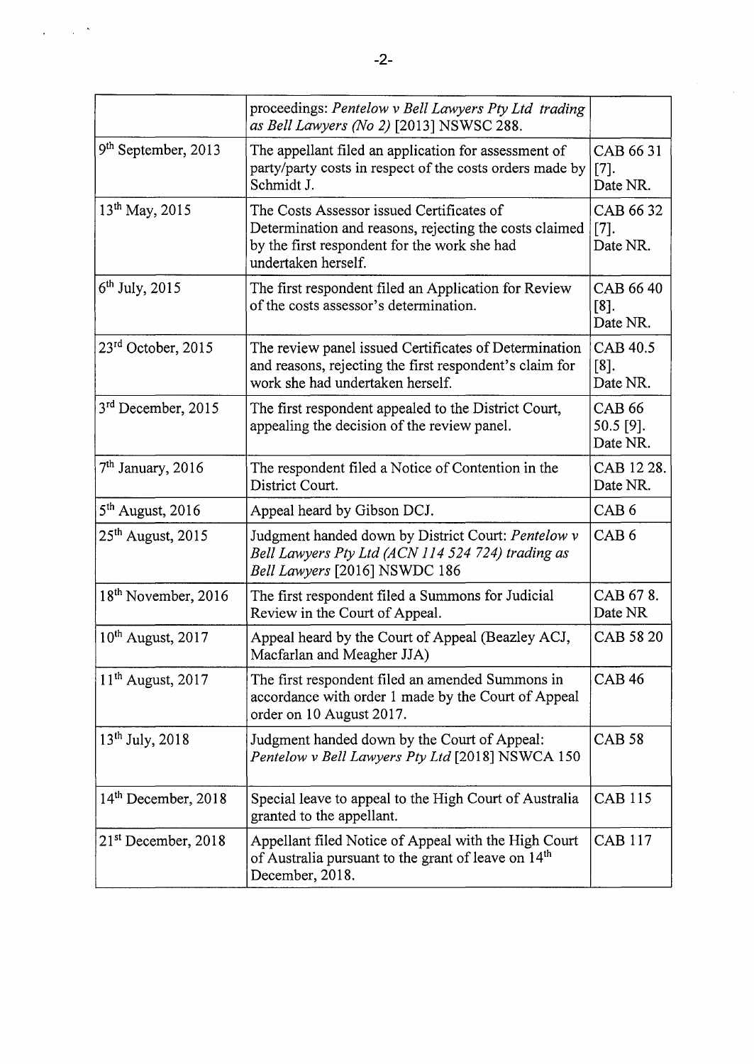| | | |
|---|---|---|
| | proceedings: *Pentelow v Bell Lawyers Pty Ltd trading as Bell Lawyers (No 2)* [2013] NSWSC 288. | |
| 9th September, 2013 | The appellant filed an application for assessment of party/party costs in respect of the costs orders made by Schmidt J. | CAB 66 31 [7]. Date NR. |
| 13th May, 2015 | The Costs Assessor issued Certificates of Determination and reasons, rejecting the costs claimed by the first respondent for the work she had undertaken herself. | CAB 66 32 [7]. Date NR. |
| 6th July, 2015 | The first respondent filed an Application for Review of the costs assessor's determination. | CAB 66 40 [8]. Date NR. |
| 23rd October, 2015 | The review panel issued Certificates of Determination and reasons, rejecting the first respondent's claim for work she had undertaken herself. | CAB 40.5 [8]. Date NR. |
| 3rd December, 2015 | The first respondent appealed to the District Court, appealing the decision of the review panel. | CAB 66 50.5 [9]. Date NR. |
| 7th January, 2016 | The respondent filed a Notice of Contention in the District Court. | CAB 12 28. Date NR. |
| 5th August, 2016 | Appeal heard by Gibson DCJ. | CAB 6 |
| 25th August, 2015 | Judgment handed down by District Court: *Pentelow v Bell Lawyers Pty Ltd (ACN 114 524 724) trading as Bell Lawyers* [2016] NSWDC 186 | CAB 6 |
| 18th November, 2016 | The first respondent filed a Summons for Judicial Review in the Court of Appeal. | CAB 67 8. Date NR |
| 10th August, 2017 | Appeal heard by the Court of Appeal (Beazley ACJ, Macfarlan and Meagher JJA) | CAB 58 20 |
| 11th August, 2017 | The first respondent filed an amended Summons in accordance with order 1 made by the Court of Appeal order on 10 August 2017. | CAB 46 |
| 13th July, 2018 | Judgment handed down by the Court of Appeal: *Pentelow v Bell Lawyers Pty Ltd* [2018] NSWCA 150 | CAB 58 |
| 14th December, 2018 | Special leave to appeal to the High Court of Australia granted to the appellant. | CAB 115 |
| 21st December, 2018 | Appellant filed Notice of Appeal with the High Court of Australia pursuant to the grant of leave on 14th December, 2018. | CAB 117 |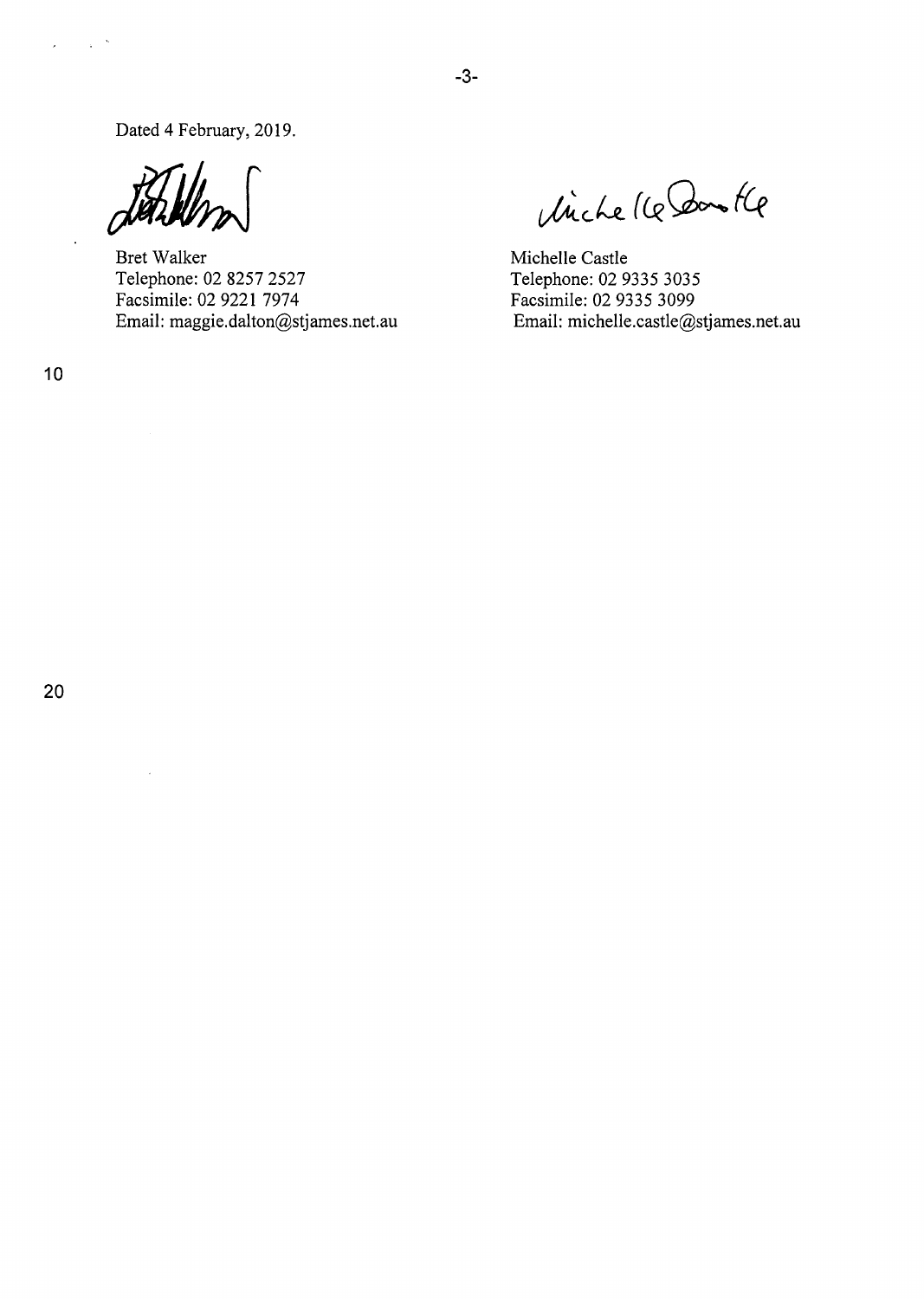Dated 4 February, 2019.

Bret Walker
Telephone: 02 8257 2527
Facsimile: 02 9221 7974
Email: maggie.dalton@stjames.net.au

Michelle Castle
Telephone: 02 9335 3035
Facsimile: 02 9335 3099
Email: michelle.castle@stjames.net.au